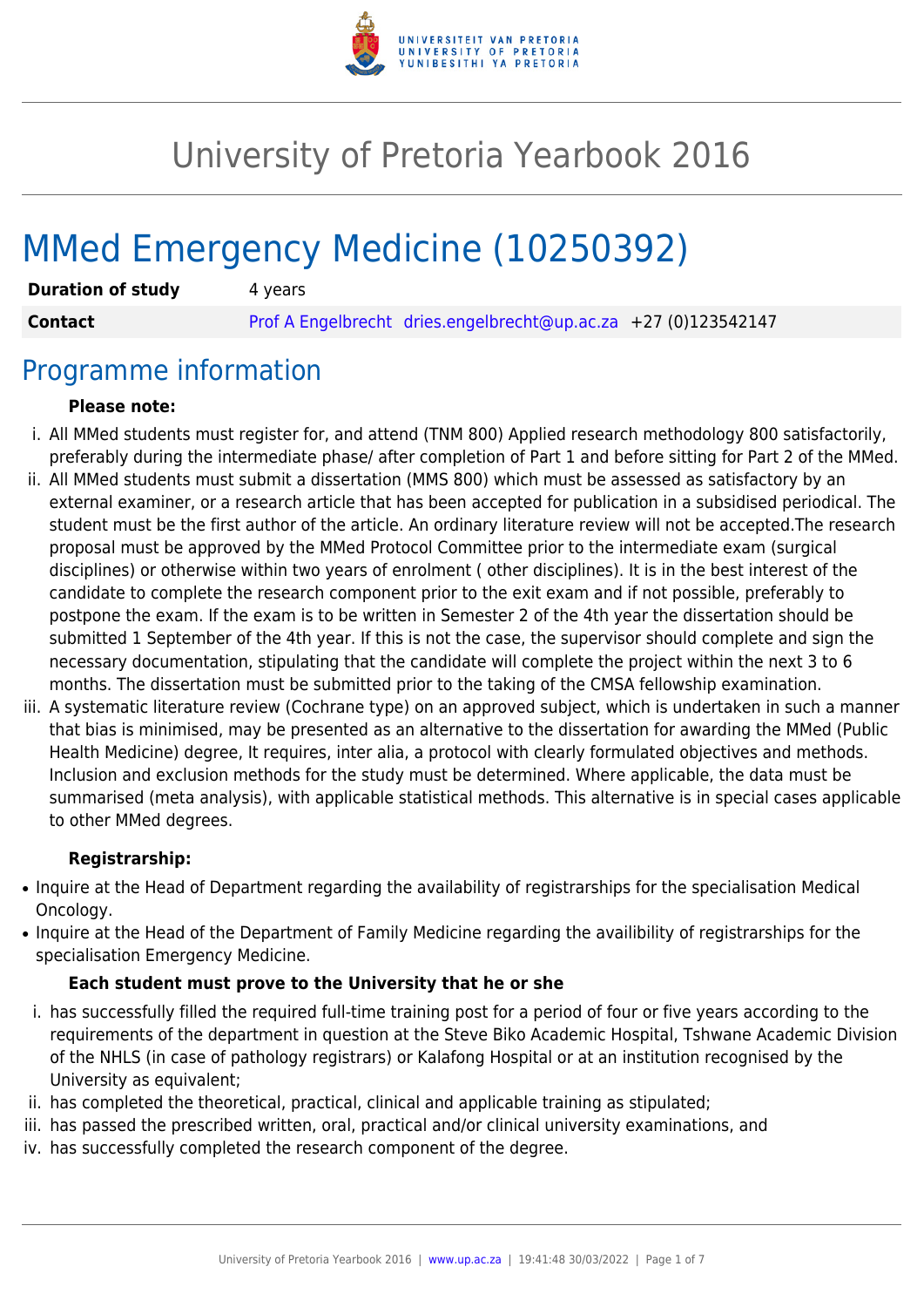# University of Pretoria Yearbook 2016

# MMed Emergency Medicine (10250392)

| | |
|---|---|
| **Duration of study** | 4 years |
| **Contact** | Prof A Engelbrecht dries.engelbrecht@up.ac.za +27 (0)123542147 |

## Programme information

**Please note:**

i. All MMed students must register for, and attend (TNM 800) Applied research methodology 800 satisfactorily, preferably during the intermediate phase/ after completion of Part 1 and before sitting for Part 2 of the MMed.

ii. All MMed students must submit a dissertation (MMS 800) which must be assessed as satisfactory by an external examiner, or a research article that has been accepted for publication in a subsidised periodical. The student must be the first author of the article. An ordinary literature review will not be accepted.The research proposal must be approved by the MMed Protocol Committee prior to the intermediate exam (surgical disciplines) or otherwise within two years of enrolment ( other disciplines). It is in the best interest of the candidate to complete the research component prior to the exit exam and if not possible, preferably to postpone the exam. If the exam is to be written in Semester 2 of the 4th year the dissertation should be submitted 1 September of the 4th year. If this is not the case, the supervisor should complete and sign the necessary documentation, stipulating that the candidate will complete the project within the next 3 to 6 months. The dissertation must be submitted prior to the taking of the CMSA fellowship examination.

iii. A systematic literature review (Cochrane type) on an approved subject, which is undertaken in such a manner that bias is minimised, may be presented as an alternative to the dissertation for awarding the MMed (Public Health Medicine) degree, It requires, inter alia, a protocol with clearly formulated objectives and methods. Inclusion and exclusion methods for the study must be determined. Where applicable, the data must be summarised (meta analysis), with applicable statistical methods. This alternative is in special cases applicable to other MMed degrees.

**Registrarship:**

- Inquire at the Head of Department regarding the availability of registrarships for the specialisation Medical Oncology.
- Inquire at the Head of the Department of Family Medicine regarding the availibility of registrarships for the specialisation Emergency Medicine.

**Each student must prove to the University that he or she**

i. has successfully filled the required full-time training post for a period of four or five years according to the requirements of the department in question at the Steve Biko Academic Hospital, Tshwane Academic Division of the NHLS (in case of pathology registrars) or Kalafong Hospital or at an institution recognised by the University as equivalent;

ii. has completed the theoretical, practical, clinical and applicable training as stipulated;

iii. has passed the prescribed written, oral, practical and/or clinical university examinations, and

iv. has successfully completed the research component of the degree.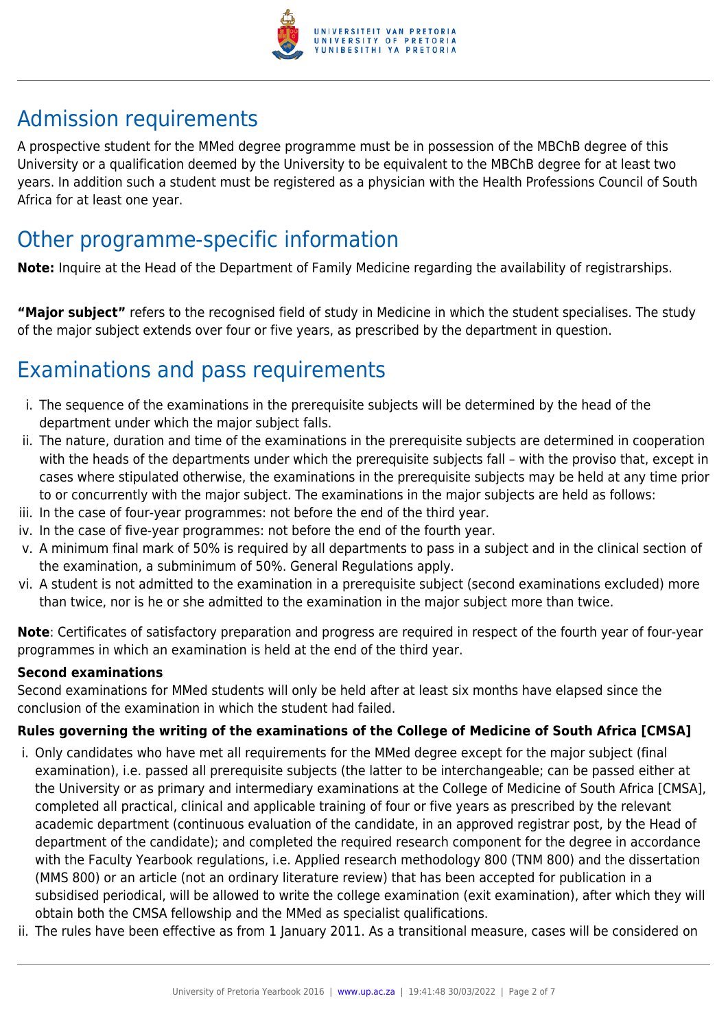## Admission requirements

A prospective student for the MMed degree programme must be in possession of the MBChB degree of this University or a qualification deemed by the University to be equivalent to the MBChB degree for at least two years. In addition such a student must be registered as a physician with the Health Professions Council of South Africa for at least one year.

## Other programme-specific information

**Note:** Inquire at the Head of the Department of Family Medicine regarding the availability of registrarships.

**"Major subject"** refers to the recognised field of study in Medicine in which the student specialises. The study of the major subject extends over four or five years, as prescribed by the department in question.

## Examinations and pass requirements

i. The sequence of the examinations in the prerequisite subjects will be determined by the head of the department under which the major subject falls.
ii. The nature, duration and time of the examinations in the prerequisite subjects are determined in cooperation with the heads of the departments under which the prerequisite subjects fall – with the proviso that, except in cases where stipulated otherwise, the examinations in the prerequisite subjects may be held at any time prior to or concurrently with the major subject. The examinations in the major subjects are held as follows:
iii. In the case of four-year programmes: not before the end of the third year.
iv. In the case of five-year programmes: not before the end of the fourth year.
v. A minimum final mark of 50% is required by all departments to pass in a subject and in the clinical section of the examination, a subminimum of 50%. General Regulations apply.
vi. A student is not admitted to the examination in a prerequisite subject (second examinations excluded) more than twice, nor is he or she admitted to the examination in the major subject more than twice.

**Note**: Certificates of satisfactory preparation and progress are required in respect of the fourth year of four-year programmes in which an examination is held at the end of the third year.

**Second examinations**

Second examinations for MMed students will only be held after at least six months have elapsed since the conclusion of the examination in which the student had failed.

**Rules governing the writing of the examinations of the College of Medicine of South Africa [CMSA]**

i. Only candidates who have met all requirements for the MMed degree except for the major subject (final examination), i.e. passed all prerequisite subjects (the latter to be interchangeable; can be passed either at the University or as primary and intermediary examinations at the College of Medicine of South Africa [CMSA], completed all practical, clinical and applicable training of four or five years as prescribed by the relevant academic department (continuous evaluation of the candidate, in an approved registrar post, by the Head of department of the candidate); and completed the required research component for the degree in accordance with the Faculty Yearbook regulations, i.e. Applied research methodology 800 (TNM 800) and the dissertation (MMS 800) or an article (not an ordinary literature review) that has been accepted for publication in a subsidised periodical, will be allowed to write the college examination (exit examination), after which they will obtain both the CMSA fellowship and the MMed as specialist qualifications.
ii. The rules have been effective as from 1 January 2011. As a transitional measure, cases will be considered on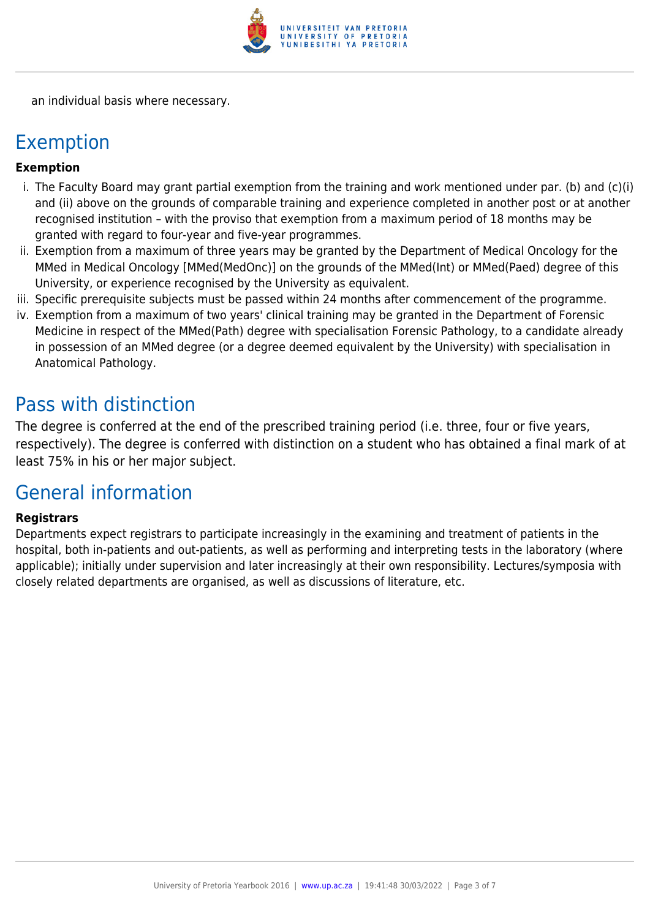an individual basis where necessary.

## Exemption

**Exemption**

i. The Faculty Board may grant partial exemption from the training and work mentioned under par. (b) and (c)(i) and (ii) above on the grounds of comparable training and experience completed in another post or at another recognised institution – with the proviso that exemption from a maximum period of 18 months may be granted with regard to four-year and five-year programmes.
ii. Exemption from a maximum of three years may be granted by the Department of Medical Oncology for the MMed in Medical Oncology [MMed(MedOnc)] on the grounds of the MMed(Int) or MMed(Paed) degree of this University, or experience recognised by the University as equivalent.
iii. Specific prerequisite subjects must be passed within 24 months after commencement of the programme.
iv. Exemption from a maximum of two years' clinical training may be granted in the Department of Forensic Medicine in respect of the MMed(Path) degree with specialisation Forensic Pathology, to a candidate already in possession of an MMed degree (or a degree deemed equivalent by the University) with specialisation in Anatomical Pathology.

## Pass with distinction

The degree is conferred at the end of the prescribed training period (i.e. three, four or five years, respectively). The degree is conferred with distinction on a student who has obtained a final mark of at least 75% in his or her major subject.

## General information

**Registrars**

Departments expect registrars to participate increasingly in the examining and treatment of patients in the hospital, both in-patients and out-patients, as well as performing and interpreting tests in the laboratory (where applicable); initially under supervision and later increasingly at their own responsibility. Lectures/symposia with closely related departments are organised, as well as discussions of literature, etc.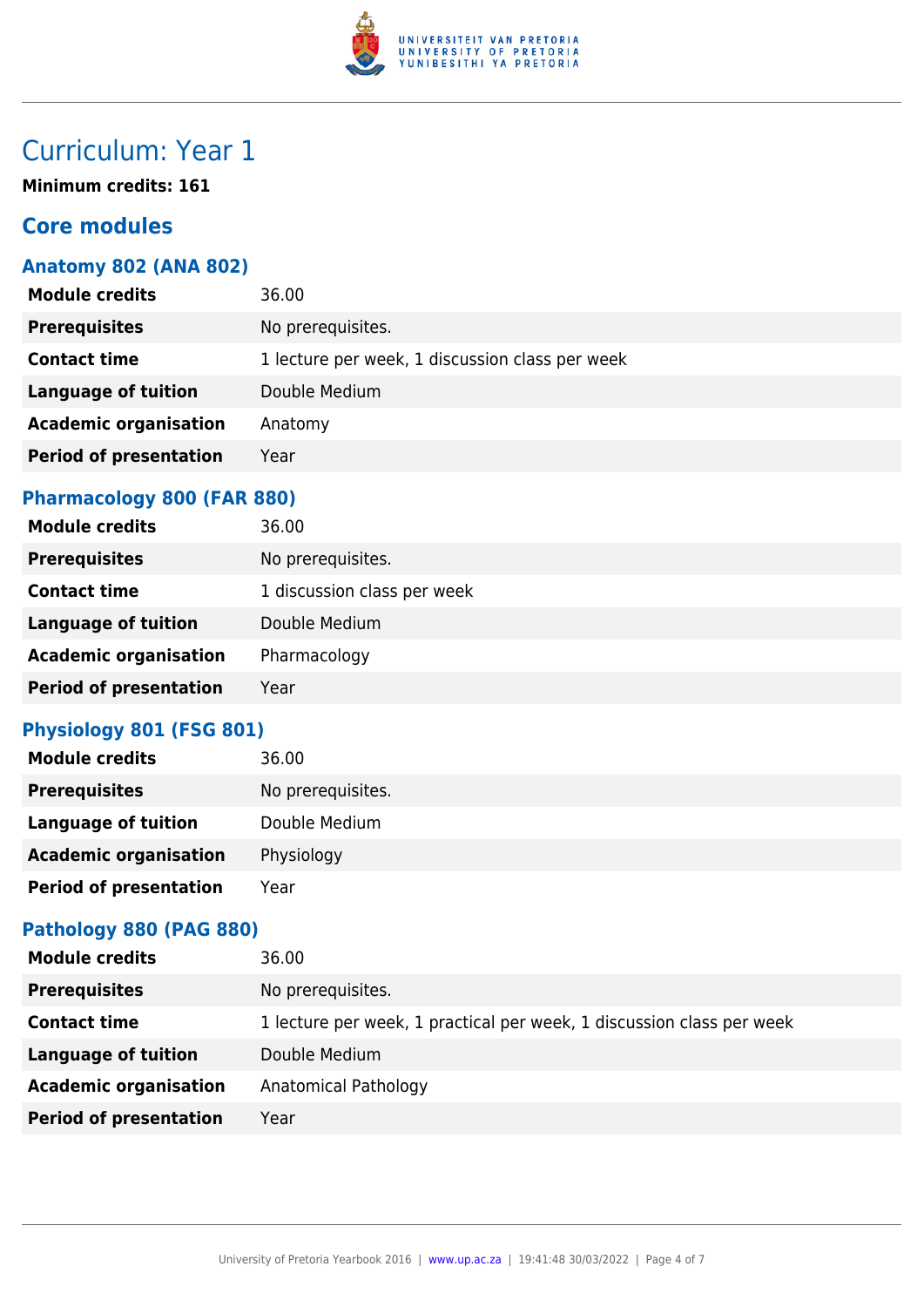# Curriculum: Year 1

**Minimum credits: 161**

## Core modules

### Anatomy 802 (ANA 802)

| | |
|---|---|
| **Module credits** | 36.00 |
| **Prerequisites** | No prerequisites. |
| **Contact time** | 1 lecture per week, 1 discussion class per week |
| **Language of tuition** | Double Medium |
| **Academic organisation** | Anatomy |
| **Period of presentation** | Year |

### Pharmacology 800 (FAR 880)

| | |
|---|---|
| **Module credits** | 36.00 |
| **Prerequisites** | No prerequisites. |
| **Contact time** | 1 discussion class per week |
| **Language of tuition** | Double Medium |
| **Academic organisation** | Pharmacology |
| **Period of presentation** | Year |

### Physiology 801 (FSG 801)

| | |
|---|---|
| **Module credits** | 36.00 |
| **Prerequisites** | No prerequisites. |
| **Language of tuition** | Double Medium |
| **Academic organisation** | Physiology |
| **Period of presentation** | Year |

### Pathology 880 (PAG 880)

| | |
|---|---|
| **Module credits** | 36.00 |
| **Prerequisites** | No prerequisites. |
| **Contact time** | 1 lecture per week, 1 practical per week, 1 discussion class per week |
| **Language of tuition** | Double Medium |
| **Academic organisation** | Anatomical Pathology |
| **Period of presentation** | Year |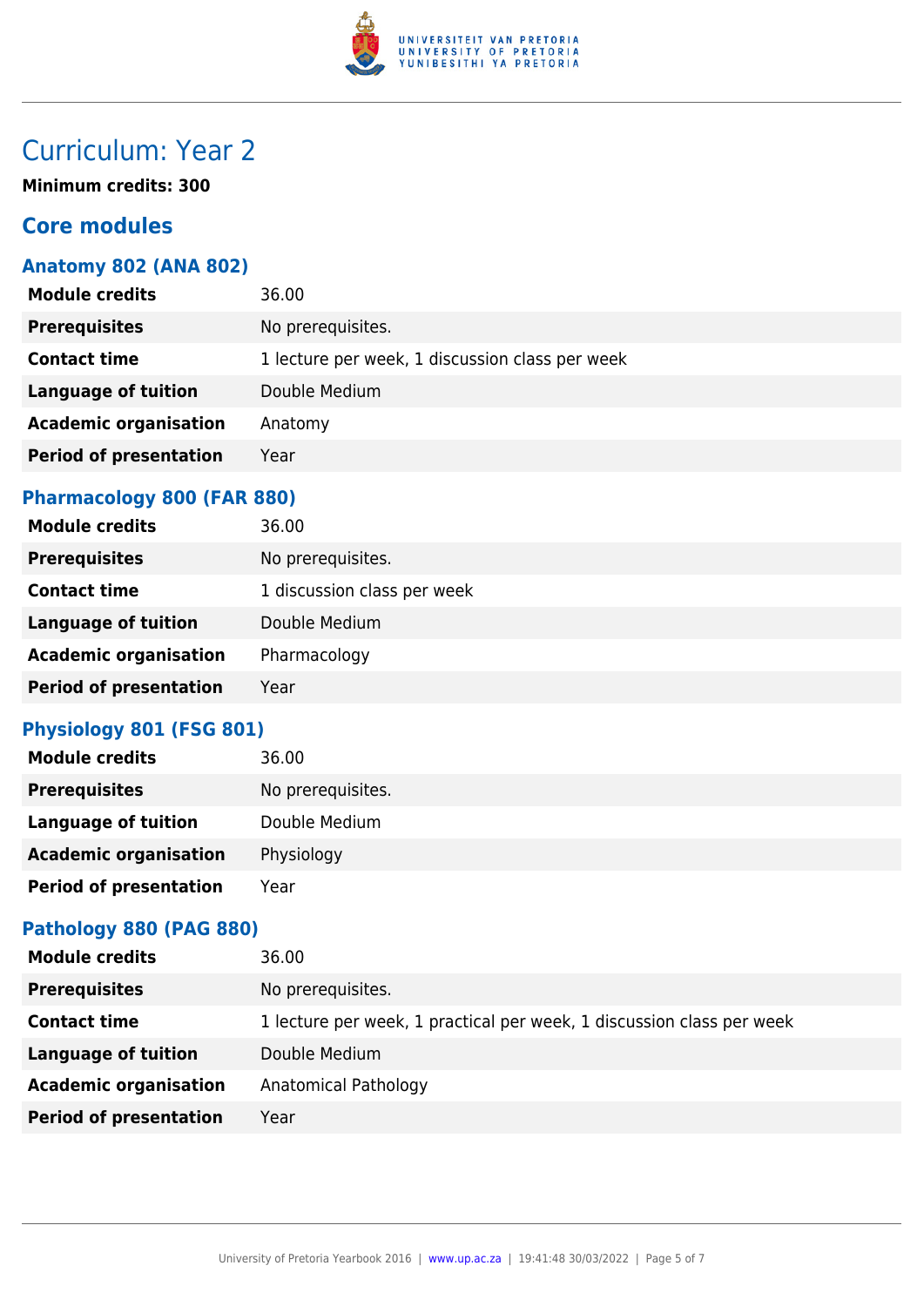# Curriculum: Year 2

**Minimum credits: 300**

## Core modules

### Anatomy 802 (ANA 802)

| | |
|---|---|
| **Module credits** | 36.00 |
| **Prerequisites** | No prerequisites. |
| **Contact time** | 1 lecture per week, 1 discussion class per week |
| **Language of tuition** | Double Medium |
| **Academic organisation** | Anatomy |
| **Period of presentation** | Year |

### Pharmacology 800 (FAR 880)

| | |
|---|---|
| **Module credits** | 36.00 |
| **Prerequisites** | No prerequisites. |
| **Contact time** | 1 discussion class per week |
| **Language of tuition** | Double Medium |
| **Academic organisation** | Pharmacology |
| **Period of presentation** | Year |

### Physiology 801 (FSG 801)

| | |
|---|---|
| **Module credits** | 36.00 |
| **Prerequisites** | No prerequisites. |
| **Language of tuition** | Double Medium |
| **Academic organisation** | Physiology |
| **Period of presentation** | Year |

### Pathology 880 (PAG 880)

| | |
|---|---|
| **Module credits** | 36.00 |
| **Prerequisites** | No prerequisites. |
| **Contact time** | 1 lecture per week, 1 practical per week, 1 discussion class per week |
| **Language of tuition** | Double Medium |
| **Academic organisation** | Anatomical Pathology |
| **Period of presentation** | Year |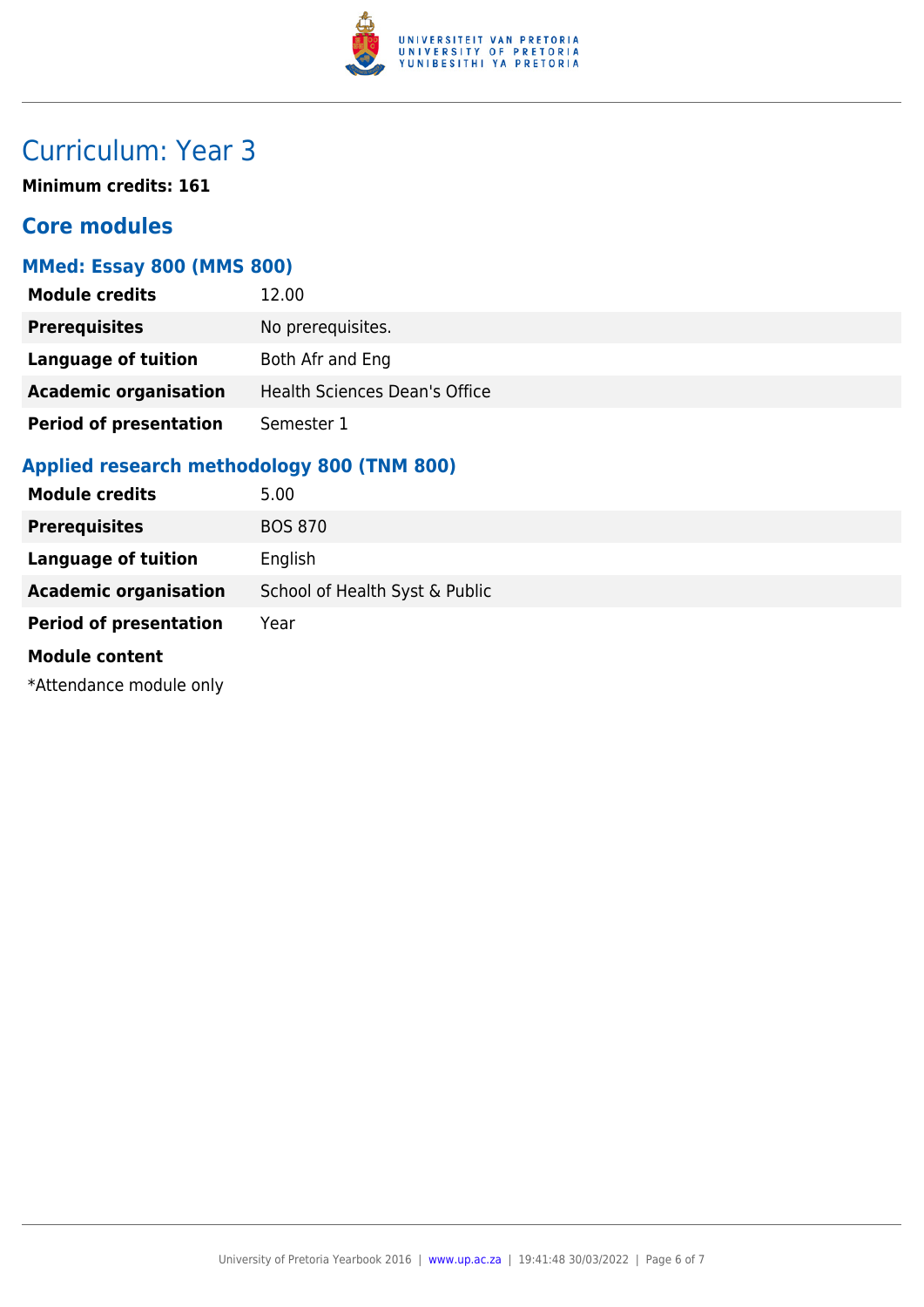# Curriculum: Year 3

**Minimum credits: 161**

## Core modules

### MMed: Essay 800 (MMS 800)

| | |
|---|---|
| **Module credits** | 12.00 |
| **Prerequisites** | No prerequisites. |
| **Language of tuition** | Both Afr and Eng |
| **Academic organisation** | Health Sciences Dean's Office |
| **Period of presentation** | Semester 1 |

### Applied research methodology 800 (TNM 800)

| | |
|---|---|
| **Module credits** | 5.00 |
| **Prerequisites** | BOS 870 |
| **Language of tuition** | English |
| **Academic organisation** | School of Health Syst & Public |
| **Period of presentation** | Year |

**Module content**

*Attendance module only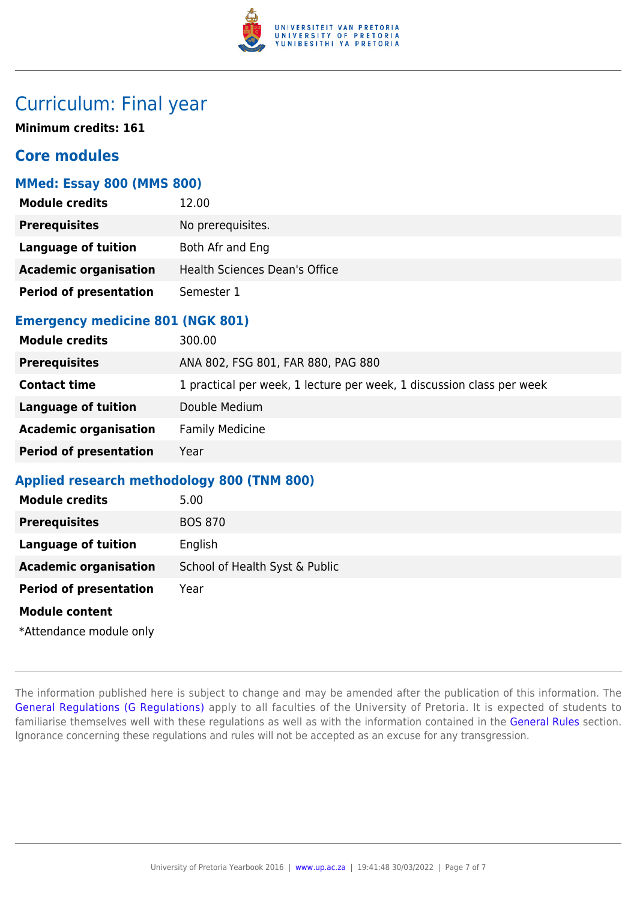# Curriculum: Final year

**Minimum credits: 161**

## Core modules

### MMed: Essay 800 (MMS 800)

| | |
|---|---|
| **Module credits** | 12.00 |
| **Prerequisites** | No prerequisites. |
| **Language of tuition** | Both Afr and Eng |
| **Academic organisation** | Health Sciences Dean's Office |
| **Period of presentation** | Semester 1 |

### Emergency medicine 801 (NGK 801)

| | |
|---|---|
| **Module credits** | 300.00 |
| **Prerequisites** | ANA 802, FSG 801, FAR 880, PAG 880 |
| **Contact time** | 1 practical per week, 1 lecture per week, 1 discussion class per week |
| **Language of tuition** | Double Medium |
| **Academic organisation** | Family Medicine |
| **Period of presentation** | Year |

### Applied research methodology 800 (TNM 800)

| | |
|---|---|
| **Module credits** | 5.00 |
| **Prerequisites** | BOS 870 |
| **Language of tuition** | English |
| **Academic organisation** | School of Health Syst & Public |
| **Period of presentation** | Year |

**Module content**

*Attendance module only

The information published here is subject to change and may be amended after the publication of this information. The General Regulations (G Regulations) apply to all faculties of the University of Pretoria. It is expected of students to familiarise themselves well with these regulations as well as with the information contained in the General Rules section. Ignorance concerning these regulations and rules will not be accepted as an excuse for any transgression.